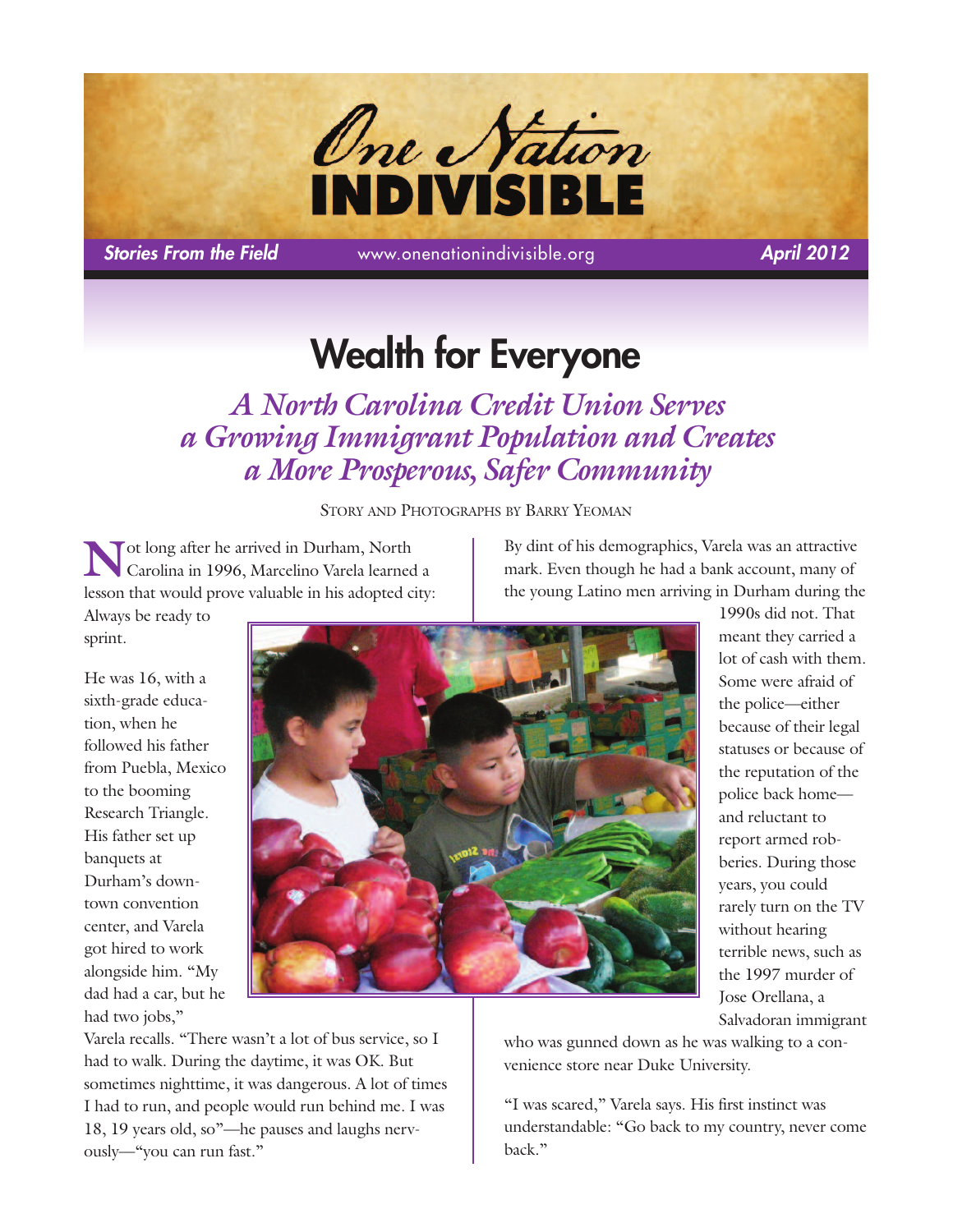# One Nation INDIVISIBLE

*Stories From the Field* www.onenationindivisible.org *April 2012*

# Wealth for Everyone

## *A North Carolina Credit Union Serves a Growing Immigrant Population and Creates a More Prosperous, Safer Community*

Story and Photographs by Barry Yeoman

Not long after he arrived in Durham, North Carolina in 1996, Marcelino Varela learned a lesson that would prove valuable in his adopted city: Always be ready to sprint.

He was 16, with a sixth-grade education, when he followed his father from Puebla, Mexico to the booming Research Triangle. His father set up banquets at Durham's downtown convention center, and Varela got hired to work alongside him. "My dad had a car, but he had two jobs," Varela recalls. "There wasn't a lot of bus service, so I had to walk. During the daytime, it was OK. But sometimes nighttime, it was dangerous. A lot of times I had to run, and people would run behind me. I was 18, 19 years old, so"—he pauses and laughs nervously—"you can run fast."

By dint of his demographics, Varela was an attractive mark. Even though he had a bank account, many of the young Latino men arriving in Durham during the 1990s did not. That meant they carried a lot of cash with them. Some were afraid of the police—either because of their legal statuses or because of the reputation of the police back home—and reluctant to report armed robberies. During those years, you could rarely turn on the TV without hearing terrible news, such as the 1997 murder of Jose Orellana, a Salvadoran immigrant who was gunned down as he was walking to a convenience store near Duke University.

"I was scared," Varela says. His first instinct was understandable: "Go back to my country, never come back."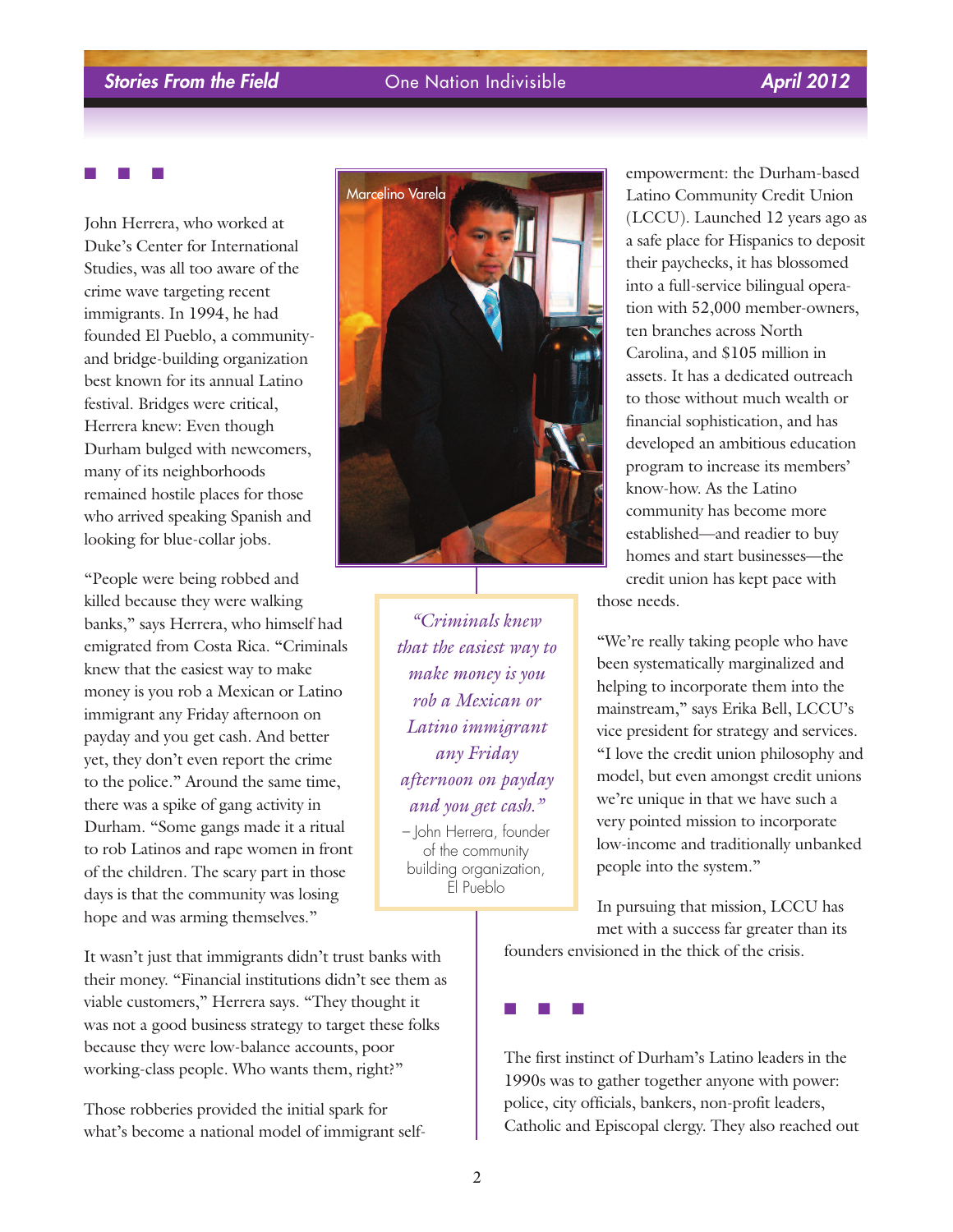■ ■ ■

John Herrera, who worked at Duke's Center for International Studies, was all too aware of the crime wave targeting recent immigrants. In 1994, he had founded El Pueblo, a community- and bridge-building organization best known for its annual Latino festival. Bridges were critical, Herrera knew: Even though Durham bulged with newcomers, many of its neighborhoods remained hostile places for those who arrived speaking Spanish and looking for blue-collar jobs.

"People were being robbed and killed because they were walking banks," says Herrera, who himself had emigrated from Costa Rica. "Criminals knew that the easiest way to make money is you rob a Mexican or Latino immigrant any Friday afternoon on payday and you get cash. And better yet, they don't even report the crime to the police." Around the same time, there was a spike of gang activity in Durham. "Some gangs made it a ritual to rob Latinos and rape women in front of the children. The scary part in those days is that the community was losing hope and was arming themselves."

Marcelino Varela

> *"Criminals knew that the easiest way to make money is you rob a Mexican or Latino immigrant any Friday afternoon on payday and you get cash."*
>
> – John Herrera, founder of the community building organization, El Pueblo

It wasn't just that immigrants didn't trust banks with their money. "Financial institutions didn't see them as viable customers," Herrera says. "They thought it was not a good business strategy to target these folks because they were low-balance accounts, poor working-class people. Who wants them, right?"

Those robberies provided the initial spark for what's become a national model of immigrant self-empowerment: the Durham-based Latino Community Credit Union (LCCU). Launched 12 years ago as a safe place for Hispanics to deposit their paychecks, it has blossomed into a full-service bilingual operation with 52,000 member-owners, ten branches across North Carolina, and $105 million in assets. It has a dedicated outreach to those without much wealth or financial sophistication, and has developed an ambitious education program to increase its members' know-how. As the Latino community has become more established—and readier to buy homes and start businesses—the credit union has kept pace with those needs.

"We're really taking people who have been systematically marginalized and helping to incorporate them into the mainstream," says Erika Bell, LCCU's vice president for strategy and services. "I love the credit union philosophy and model, but even amongst credit unions we're unique in that we have such a very pointed mission to incorporate low-income and traditionally unbanked people into the system."

In pursuing that mission, LCCU has met with a success far greater than its founders envisioned in the thick of the crisis.

■ ■ ■

The first instinct of Durham's Latino leaders in the 1990s was to gather together anyone with power: police, city officials, bankers, non-profit leaders, Catholic and Episcopal clergy. They also reached out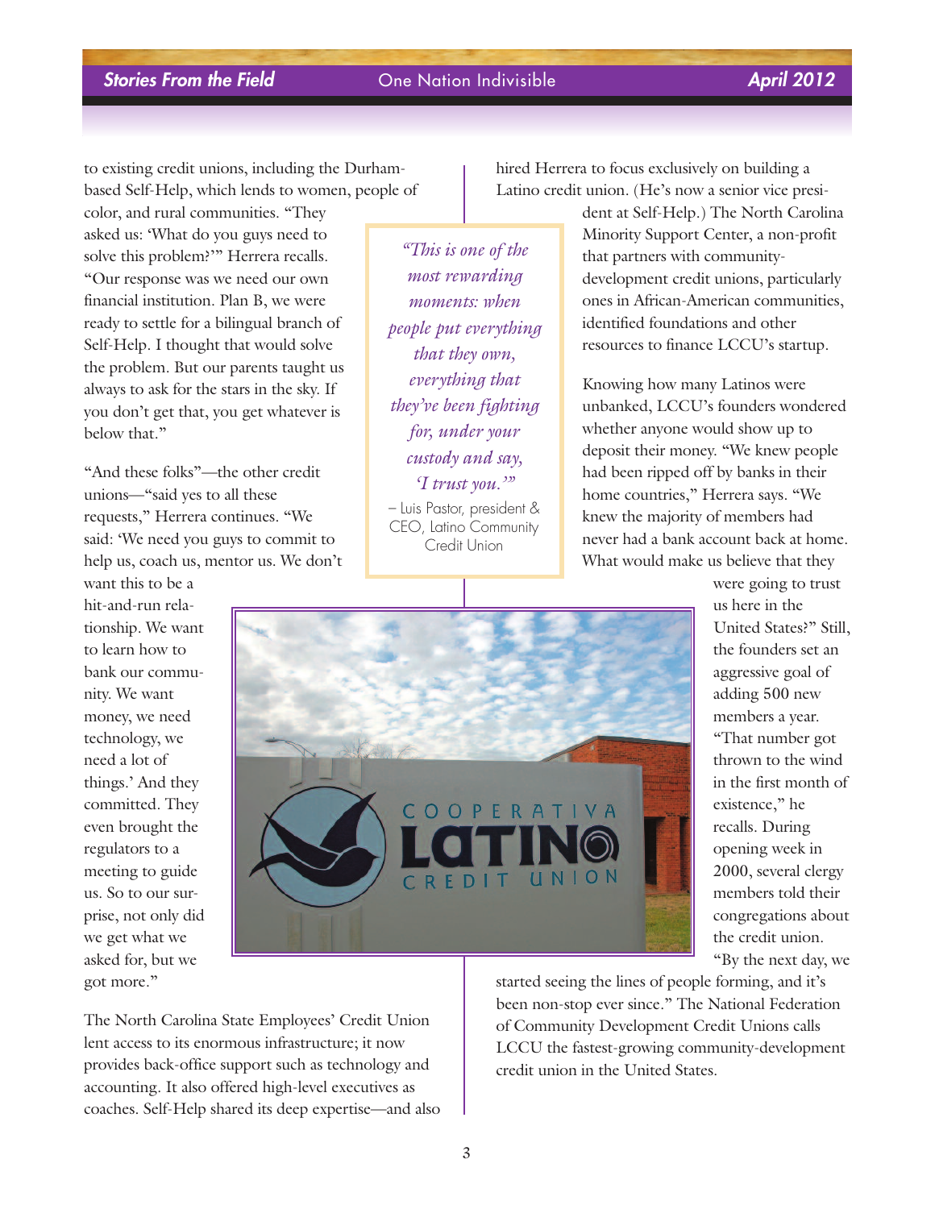to existing credit unions, including the Durham-based Self-Help, which lends to women, people of color, and rural communities. "They asked us: 'What do you guys need to solve this problem?'" Herrera recalls. "Our response was we need our own financial institution. Plan B, we were ready to settle for a bilingual branch of Self-Help. I thought that would solve the problem. But our parents taught us always to ask for the stars in the sky. If you don't get that, you get whatever is below that."

"And these folks"—the other credit unions—"said yes to all these requests," Herrera continues. "We said: 'We need you guys to commit to help us, coach us, mentor us. We don't want this to be a hit-and-run relationship. We want to learn how to bank our community. We want money, we need technology, we need a lot of things.' And they committed. They even brought the regulators to a meeting to guide us. So to our surprise, not only did we get what we asked for, but we got more."

The North Carolina State Employees' Credit Union lent access to its enormous infrastructure; it now provides back-office support such as technology and accounting. It also offered high-level executives as coaches. Self-Help shared its deep expertise—and also hired Herrera to focus exclusively on building a Latino credit union. (He's now a senior vice president at Self-Help.) The North Carolina Minority Support Center, a non-profit that partners with community-development credit unions, particularly ones in African-American communities, identified foundations and other resources to finance LCCU's startup.

> *"This is one of the most rewarding moments: when people put everything that they own, everything that they've been fighting for, under your custody and say, 'I trust you.'"*
>
> – Luis Pastor, president & CEO, Latino Community Credit Union

Knowing how many Latinos were unbanked, LCCU's founders wondered whether anyone would show up to deposit their money. "We knew people had been ripped off by banks in their home countries," Herrera says. "We knew the majority of members had never had a bank account back at home. What would make us believe that they were going to trust us here in the United States?" Still, the founders set an aggressive goal of adding 500 new members a year. "That number got thrown to the wind in the first month of existence," he recalls. During opening week in 2000, several clergy members told their congregations about the credit union. "By the next day, we started seeing the lines of people forming, and it's been non-stop ever since." The National Federation of Community Development Credit Unions calls LCCU the fastest-growing community-development credit union in the United States.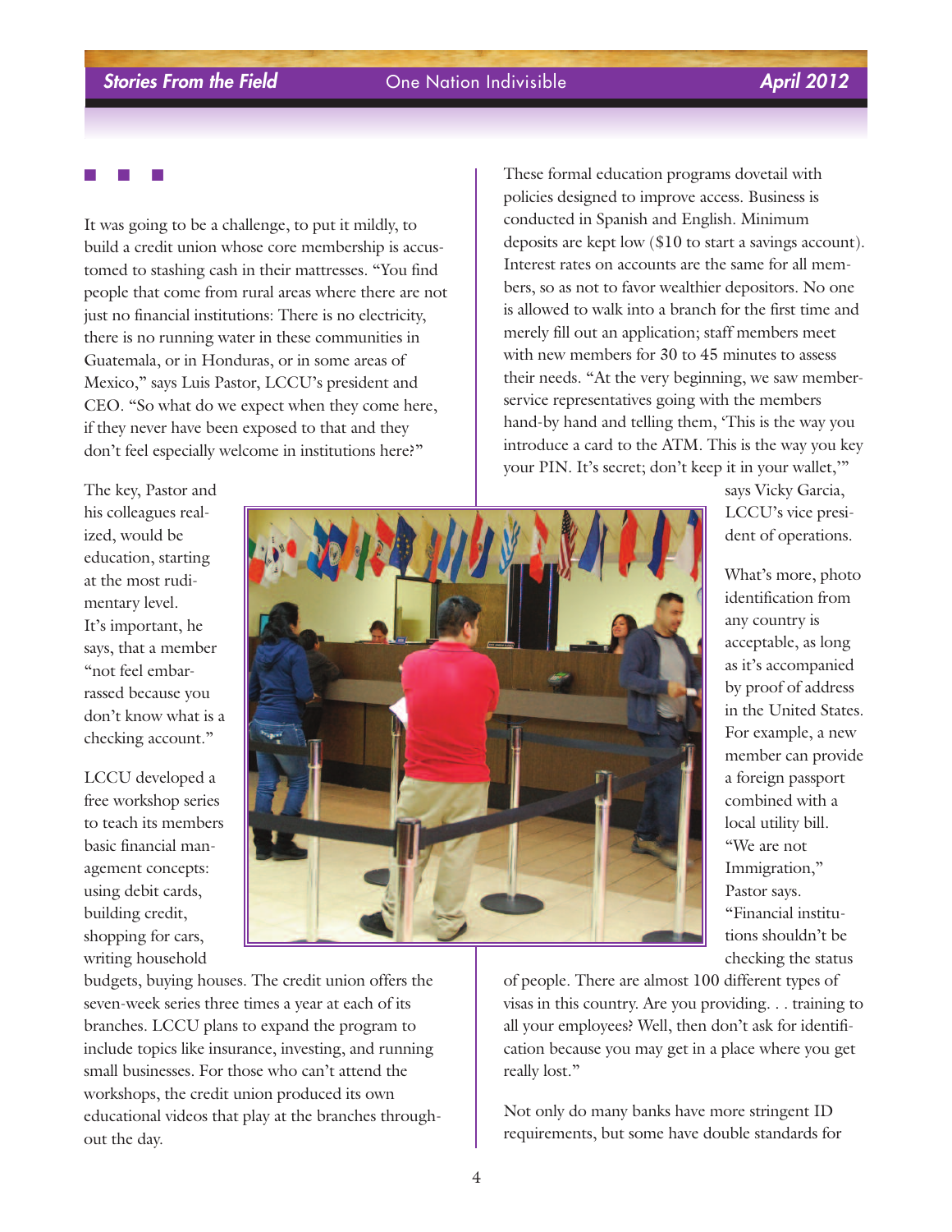■ ■ ■

It was going to be a challenge, to put it mildly, to build a credit union whose core membership is accustomed to stashing cash in their mattresses. "You find people that come from rural areas where there are not just no financial institutions: There is no electricity, there is no running water in these communities in Guatemala, or in Honduras, or in some areas of Mexico," says Luis Pastor, LCCU's president and CEO. "So what do we expect when they come here, if they never have been exposed to that and they don't feel especially welcome in institutions here?"

The key, Pastor and his colleagues realized, would be education, starting at the most rudimentary level. It's important, he says, that a member "not feel embarrassed because you don't know what is a checking account."

LCCU developed a free workshop series to teach its members basic financial management concepts: using debit cards, building credit, shopping for cars, writing household budgets, buying houses. The credit union offers the seven-week series three times a year at each of its branches. LCCU plans to expand the program to include topics like insurance, investing, and running small businesses. For those who can't attend the workshops, the credit union produced its own educational videos that play at the branches throughout the day.

These formal education programs dovetail with policies designed to improve access. Business is conducted in Spanish and English. Minimum deposits are kept low ($10 to start a savings account). Interest rates on accounts are the same for all members, so as not to favor wealthier depositors. No one is allowed to walk into a branch for the first time and merely fill out an application; staff members meet with new members for 30 to 45 minutes to assess their needs. "At the very beginning, we saw member-service representatives going with the members hand-by hand and telling them, 'This is the way you introduce a card to the ATM. This is the way you key your PIN. It's secret; don't keep it in your wallet,'" says Vicky Garcia, LCCU's vice president of operations.

What's more, photo identification from any country is acceptable, as long as it's accompanied by proof of address in the United States. For example, a new member can provide a foreign passport combined with a local utility bill. "We are not Immigration," Pastor says. "Financial institutions shouldn't be checking the status of people. There are almost 100 different types of visas in this country. Are you providing. . . training to all your employees? Well, then don't ask for identification because you may get in a place where you get really lost."

Not only do many banks have more stringent ID requirements, but some have double standards for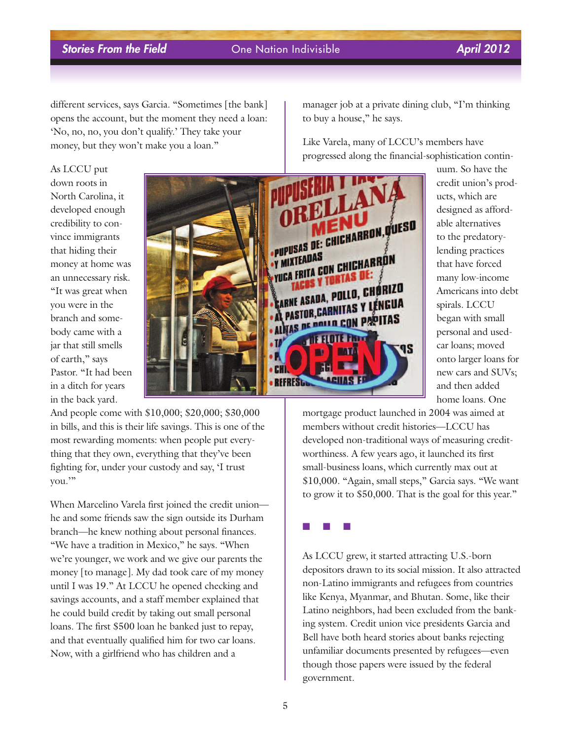different services, says Garcia. "Sometimes [the bank] opens the account, but the moment they need a loan: 'No, no, no, you don't qualify.' They take your money, but they won't make you a loan."

As LCCU put down roots in North Carolina, it developed enough credibility to convince immigrants that hiding their money at home was an unnecessary risk. "It was great when you were in the branch and somebody came with a jar that still smells of earth," says Pastor. "It had been in a ditch for years in the back yard. And people come with $10,000; $20,000; $30,000 in bills, and this is their life savings. This is one of the most rewarding moments: when people put everything that they own, everything that they've been fighting for, under your custody and say, 'I trust you.'"

When Marcelino Varela first joined the credit union—he and some friends saw the sign outside its Durham branch—he knew nothing about personal finances. "We have a tradition in Mexico," he says. "When we're younger, we work and we give our parents the money [to manage]. My dad took care of my money until I was 19." At LCCU he opened checking and savings accounts, and a staff member explained that he could build credit by taking out small personal loans. The first $500 loan he banked just to repay, and that eventually qualified him for two car loans. Now, with a girlfriend who has children and a manager job at a private dining club, "I'm thinking to buy a house," he says.

Like Varela, many of LCCU's members have progressed along the financial-sophistication continuum. So have the credit union's products, which are designed as affordable alternatives to the predatory-lending practices that have forced many low-income Americans into debt spirals. LCCU began with small personal and used-car loans; moved onto larger loans for new cars and SUVs; and then added home loans. One mortgage product launched in 2004 was aimed at members without credit histories—LCCU has developed non-traditional ways of measuring creditworthiness. A few years ago, it launched its first small-business loans, which currently max out at $10,000. "Again, small steps," Garcia says. "We want to grow it to $50,000. That is the goal for this year."

■ ■ ■

As LCCU grew, it started attracting U.S.-born depositors drawn to its social mission. It also attracted non-Latino immigrants and refugees from countries like Kenya, Myanmar, and Bhutan. Some, like their Latino neighbors, had been excluded from the banking system. Credit union vice presidents Garcia and Bell have both heard stories about banks rejecting unfamiliar documents presented by refugees—even though those papers were issued by the federal government.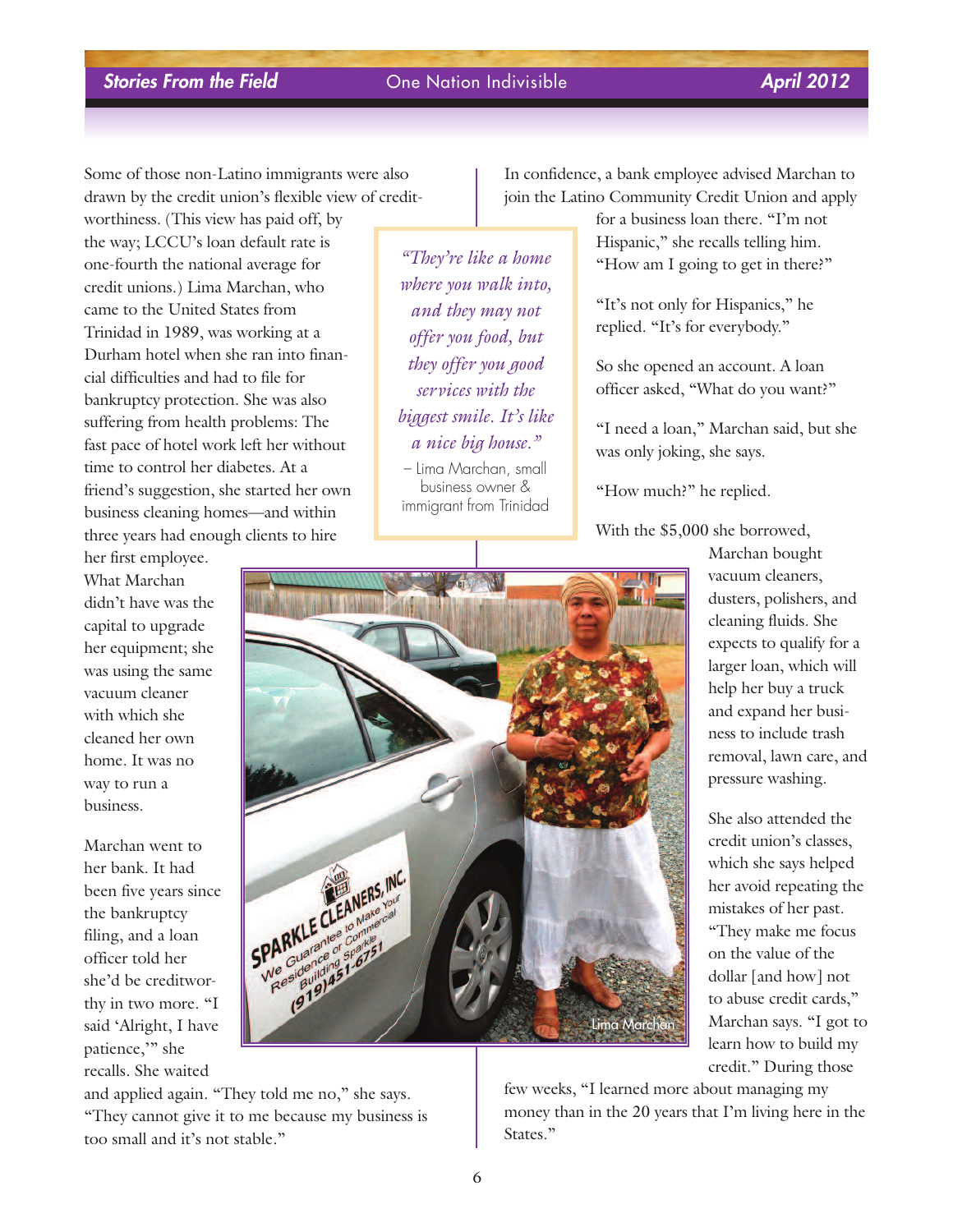Some of those non-Latino immigrants were also drawn by the credit union's flexible view of creditworthiness. (This view has paid off, by the way; LCCU's loan default rate is one-fourth the national average for credit unions.) Lima Marchan, who came to the United States from Trinidad in 1989, was working at a Durham hotel when she ran into financial difficulties and had to file for bankruptcy protection. She was also suffering from health problems: The fast pace of hotel work left her without time to control her diabetes. At a friend's suggestion, she started her own business cleaning homes—and within three years had enough clients to hire her first employee. What Marchan didn't have was the capital to upgrade her equipment; she was using the same vacuum cleaner with which she cleaned her own home. It was no way to run a business.

> *"They're like a home where you walk into, and they may not offer you food, but they offer you good services with the biggest smile. It's like a nice big house."*
>
> – Lima Marchan, small business owner & immigrant from Trinidad

Marchan went to her bank. It had been five years since the bankruptcy filing, and a loan officer told her she'd be creditworthy in two more. "I said 'Alright, I have patience,'" she recalls. She waited and applied again. "They told me no," she says. "They cannot give it to me because my business is too small and it's not stable."

Lima Marchan

In confidence, a bank employee advised Marchan to join the Latino Community Credit Union and apply for a business loan there. "I'm not Hispanic," she recalls telling him. "How am I going to get in there?"

"It's not only for Hispanics," he replied. "It's for everybody."

So she opened an account. A loan officer asked, "What do you want?"

"I need a loan," Marchan said, but she was only joking, she says.

"How much?" he replied.

With the $5,000 she borrowed, Marchan bought vacuum cleaners, dusters, polishers, and cleaning fluids. She expects to qualify for a larger loan, which will help her buy a truck and expand her business to include trash removal, lawn care, and pressure washing.

She also attended the credit union's classes, which she says helped her avoid repeating the mistakes of her past. "They make me focus on the value of the dollar [and how] not to abuse credit cards," Marchan says. "I got to learn how to build my credit." During those few weeks, "I learned more about managing my money than in the 20 years that I'm living here in the States."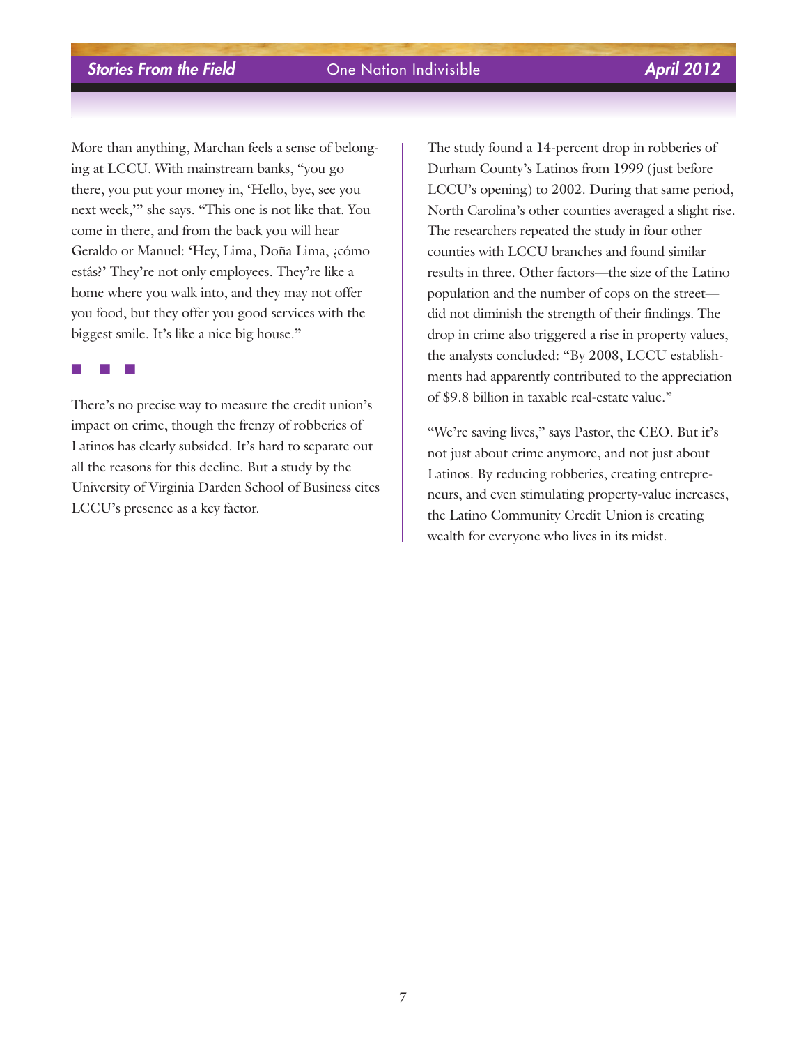More than anything, Marchan feels a sense of belonging at LCCU. With mainstream banks, "you go there, you put your money in, 'Hello, bye, see you next week,'" she says. "This one is not like that. You come in there, and from the back you will hear Geraldo or Manuel: 'Hey, Lima, Doña Lima, ¿cómo estás?' They're not only employees. They're like a home where you walk into, and they may not offer you food, but they offer you good services with the biggest smile. It's like a nice big house."

■ ■ ■

There's no precise way to measure the credit union's impact on crime, though the frenzy of robberies of Latinos has clearly subsided. It's hard to separate out all the reasons for this decline. But a study by the University of Virginia Darden School of Business cites LCCU's presence as a key factor.

The study found a 14-percent drop in robberies of Durham County's Latinos from 1999 (just before LCCU's opening) to 2002. During that same period, North Carolina's other counties averaged a slight rise. The researchers repeated the study in four other counties with LCCU branches and found similar results in three. Other factors—the size of the Latino population and the number of cops on the street—did not diminish the strength of their findings. The drop in crime also triggered a rise in property values, the analysts concluded: "By 2008, LCCU establishments had apparently contributed to the appreciation of $9.8 billion in taxable real-estate value."

"We're saving lives," says Pastor, the CEO. But it's not just about crime anymore, and not just about Latinos. By reducing robberies, creating entrepreneurs, and even stimulating property-value increases, the Latino Community Credit Union is creating wealth for everyone who lives in its midst.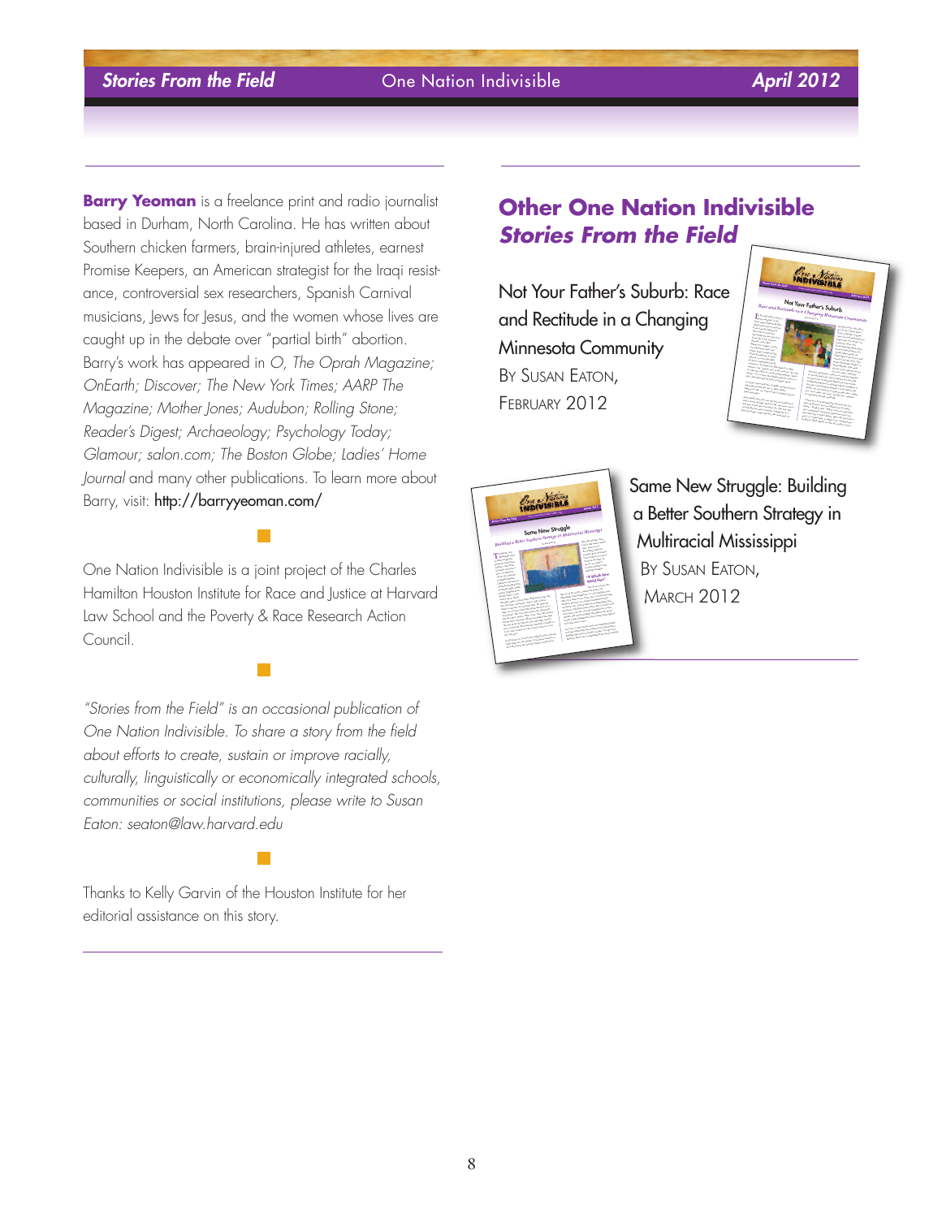**Barry Yeoman** is a freelance print and radio journalist based in Durham, North Carolina. He has written about Southern chicken farmers, brain-injured athletes, earnest Promise Keepers, an American strategist for the Iraqi resistance, controversial sex researchers, Spanish Carnival musicians, Jews for Jesus, and the women whose lives are caught up in the debate over "partial birth" abortion. Barry's work has appeared in *O, The Oprah Magazine; OnEarth; Discover; The New York Times; AARP The Magazine; Mother Jones; Audubon; Rolling Stone; Reader's Digest; Archaeology; Psychology Today; Glamour; salon.com; The Boston Globe; Ladies' Home Journal* and many other publications. To learn more about Barry, visit: http://barryyeoman.com/

One Nation Indivisible is a joint project of the Charles Hamilton Houston Institute for Race and Justice at Harvard Law School and the Poverty & Race Research Action Council.

*"Stories from the Field" is an occasional publication of One Nation Indivisible. To share a story from the field about efforts to create, sustain or improve racially, culturally, linguistically or economically integrated schools, communities or social institutions, please write to Susan Eaton: seaton@law.harvard.edu*

Thanks to Kelly Garvin of the Houston Institute for her editorial assistance on this story.

## Other One Nation Indivisible *Stories From the Field*

Not Your Father's Suburb: Race and Rectitude in a Changing Minnesota Community
By Susan Eaton,
February 2012

Same New Struggle: Building a Better Southern Strategy in Multiracial Mississippi
By Susan Eaton,
March 2012